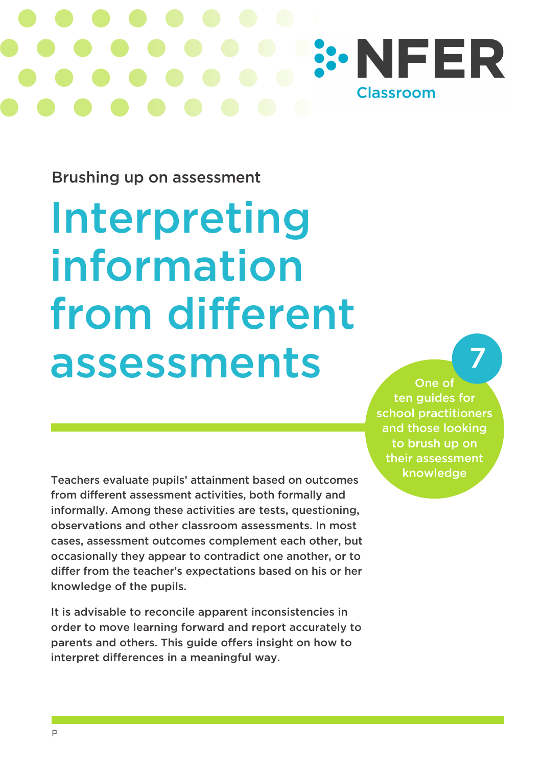NFER Classroom

Brushing up on assessment

# Interpreting information from different assessments

7

One of ten guides for school practitioners and those looking to brush up on their assessment knowledge

Teachers evaluate pupils' attainment based on outcomes from different assessment activities, both formally and informally. Among these activities are tests, questioning, observations and other classroom assessments. In most cases, assessment outcomes complement each other, but occasionally they appear to contradict one another, or to differ from the teacher's expectations based on his or her knowledge of the pupils.

It is advisable to reconcile apparent inconsistencies in order to move learning forward and report accurately to parents and others. This guide offers insight on how to interpret differences in a meaningful way.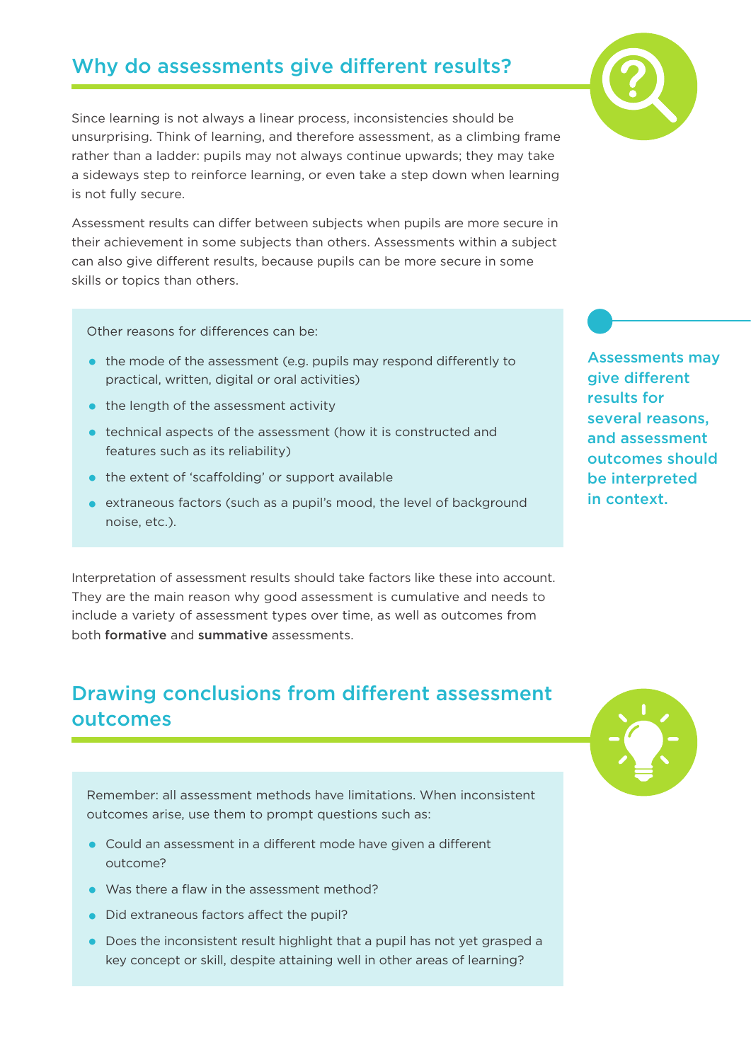## Why do assessments give different results?

Since learning is not always a linear process, inconsistencies should be unsurprising. Think of learning, and therefore assessment, as a climbing frame rather than a ladder: pupils may not always continue upwards; they may take a sideways step to reinforce learning, or even take a step down when learning is not fully secure.

Assessment results can differ between subjects when pupils are more secure in their achievement in some subjects than others. Assessments within a subject can also give different results, because pupils can be more secure in some skills or topics than others.

Other reasons for differences can be:

- the mode of the assessment (e.g. pupils may respond differently to practical, written, digital or oral activities)
- the length of the assessment activity
- technical aspects of the assessment (how it is constructed and features such as its reliability)
- the extent of 'scaffolding' or support available
- extraneous factors (such as a pupil's mood, the level of background noise, etc.).

**Assessments may give different results for several reasons, and assessment outcomes should be interpreted in context.**

Interpretation of assessment results should take factors like these into account. They are the main reason why good assessment is cumulative and needs to include a variety of assessment types over time, as well as outcomes from both **formative** and **summative** assessments.

## Drawing conclusions from different assessment outcomes

Remember: all assessment methods have limitations. When inconsistent outcomes arise, use them to prompt questions such as:

- Could an assessment in a different mode have given a different outcome?
- Was there a flaw in the assessment method?
- Did extraneous factors affect the pupil?
- Does the inconsistent result highlight that a pupil has not yet grasped a key concept or skill, despite attaining well in other areas of learning?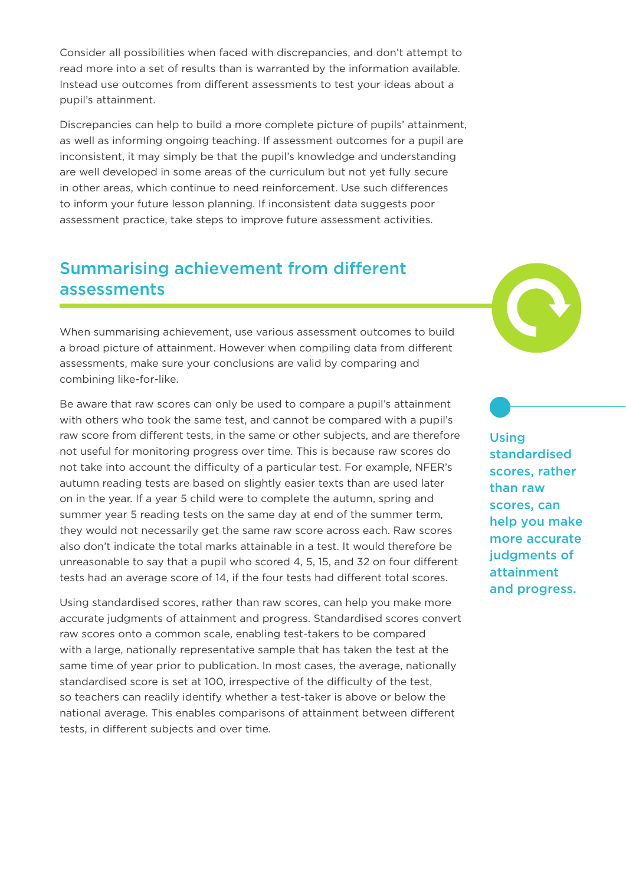Consider all possibilities when faced with discrepancies, and don't attempt to read more into a set of results than is warranted by the information available. Instead use outcomes from different assessments to test your ideas about a pupil's attainment.

Discrepancies can help to build a more complete picture of pupils' attainment, as well as informing ongoing teaching. If assessment outcomes for a pupil are inconsistent, it may simply be that the pupil's knowledge and understanding are well developed in some areas of the curriculum but not yet fully secure in other areas, which continue to need reinforcement. Use such differences to inform your future lesson planning. If inconsistent data suggests poor assessment practice, take steps to improve future assessment activities.

## Summarising achievement from different assessments

When summarising achievement, use various assessment outcomes to build a broad picture of attainment. However when compiling data from different assessments, make sure your conclusions are valid by comparing and combining like-for-like.

Be aware that raw scores can only be used to compare a pupil's attainment with others who took the same test, and cannot be compared with a pupil's raw score from different tests, in the same or other subjects, and are therefore not useful for monitoring progress over time. This is because raw scores do not take into account the difficulty of a particular test. For example, NFER's autumn reading tests are based on slightly easier texts than are used later on in the year. If a year 5 child were to complete the autumn, spring and summer year 5 reading tests on the same day at end of the summer term, they would not necessarily get the same raw score across each. Raw scores also don't indicate the total marks attainable in a test. It would therefore be unreasonable to say that a pupil who scored 4, 5, 15, and 32 on four different tests had an average score of 14, if the four tests had different total scores.

Using standardised scores, rather than raw scores, can help you make more accurate judgments of attainment and progress. Standardised scores convert raw scores onto a common scale, enabling test-takers to be compared with a large, nationally representative sample that has taken the test at the same time of year prior to publication. In most cases, the average, nationally standardised score is set at 100, irrespective of the difficulty of the test, so teachers can readily identify whether a test-taker is above or below the national average. This enables comparisons of attainment between different tests, in different subjects and over time.

**Using standardised scores, rather than raw scores, can help you make more accurate judgments of attainment and progress.**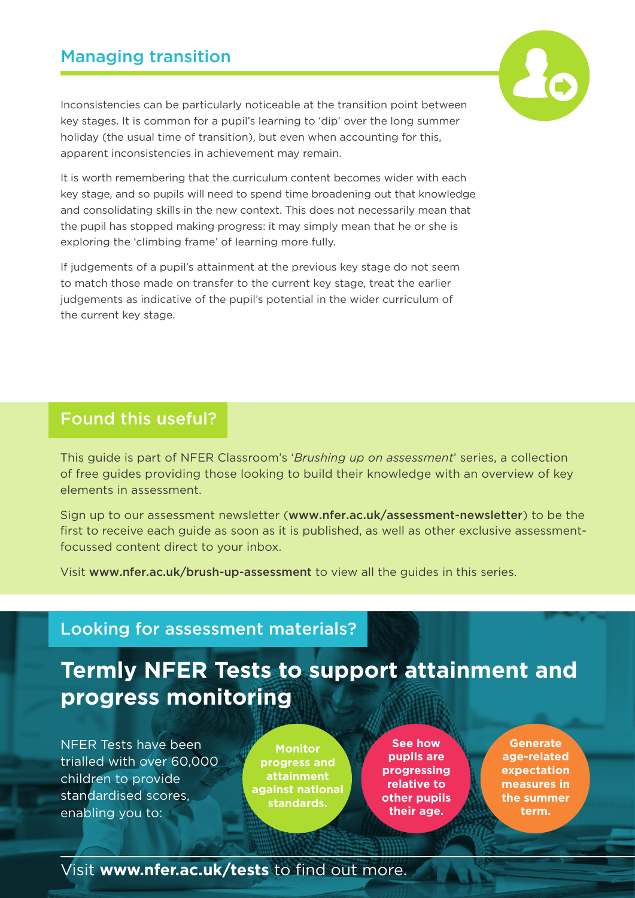## Managing transition

Inconsistencies can be particularly noticeable at the transition point between key stages. It is common for a pupil's learning to 'dip' over the long summer holiday (the usual time of transition), but even when accounting for this, apparent inconsistencies in achievement may remain.

It is worth remembering that the curriculum content becomes wider with each key stage, and so pupils will need to spend time broadening out that knowledge and consolidating skills in the new context. This does not necessarily mean that the pupil has stopped making progress: it may simply mean that he or she is exploring the 'climbing frame' of learning more fully.

If judgements of a pupil's attainment at the previous key stage do not seem to match those made on transfer to the current key stage, treat the earlier judgements as indicative of the pupil's potential in the wider curriculum of the current key stage.

## Found this useful?

This guide is part of NFER Classroom's '*Brushing up on assessment*' series, a collection of free guides providing those looking to build their knowledge with an overview of key elements in assessment.

Sign up to our assessment newsletter (**www.nfer.ac.uk/assessment-newsletter**) to be the first to receive each guide as soon as it is published, as well as other exclusive assessment-focussed content direct to your inbox.

Visit **www.nfer.ac.uk/brush-up-assessment** to view all the guides in this series.

## Looking for assessment materials?

# Termly NFER Tests to support attainment and progress monitoring

NFER Tests have been trialled with over 60,000 children to provide standardised scores, enabling you to:

- **Monitor progress and attainment against national standards.**
- **See how pupils are progressing relative to other pupils their age.**
- **Generate age-related expectation measures in the summer term.**

Visit **www.nfer.ac.uk/tests** to find out more.